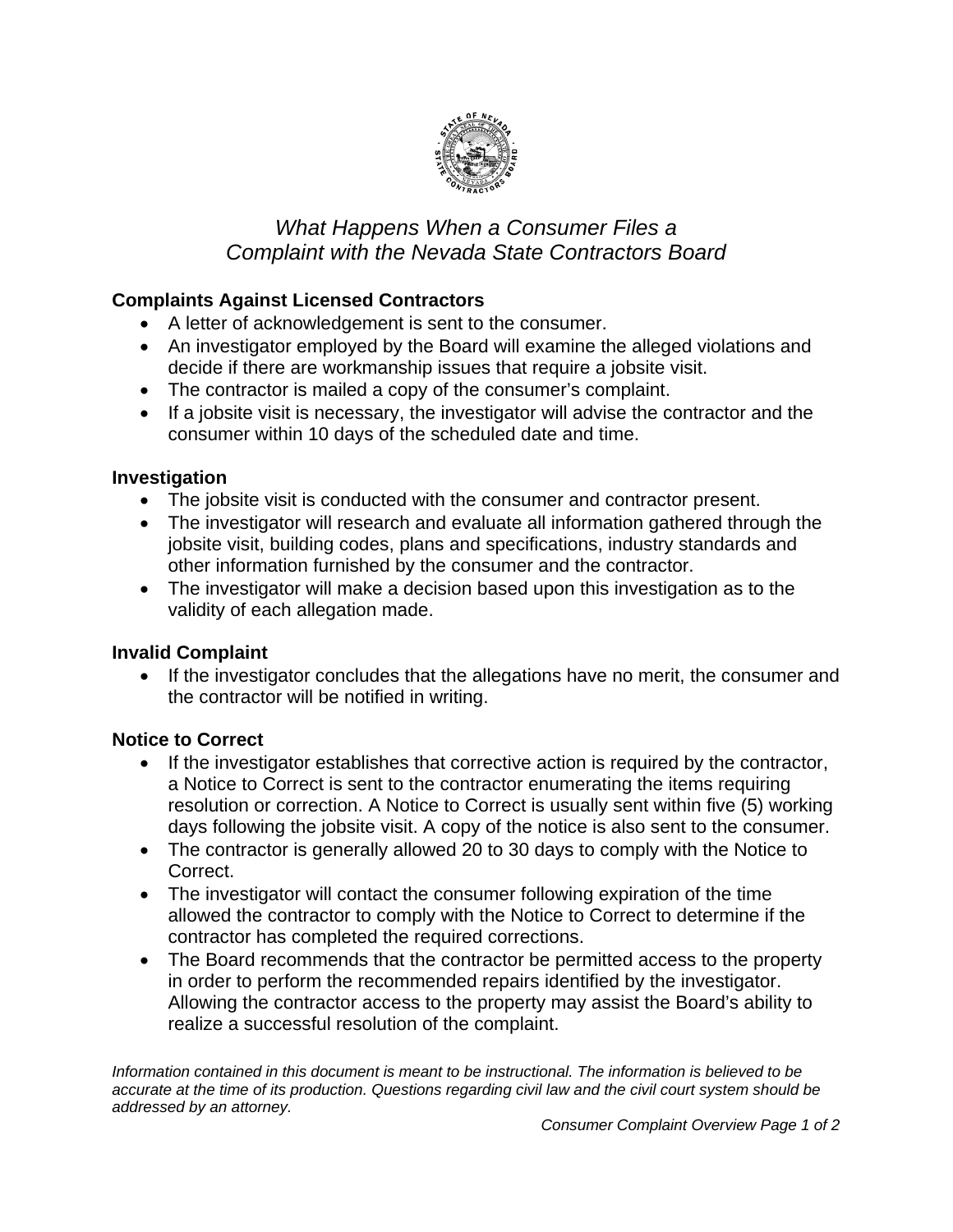# *What Happens When a Consumer Files a Complaint with the Nevada State Contractors Board*

**Complaints Against Licensed Contractors**

- A letter of acknowledgement is sent to the consumer.
- An investigator employed by the Board will examine the alleged violations and decide if there are workmanship issues that require a jobsite visit.
- The contractor is mailed a copy of the consumer's complaint.
- If a jobsite visit is necessary, the investigator will advise the contractor and the consumer within 10 days of the scheduled date and time.

**Investigation**

- The jobsite visit is conducted with the consumer and contractor present.
- The investigator will research and evaluate all information gathered through the jobsite visit, building codes, plans and specifications, industry standards and other information furnished by the consumer and the contractor.
- The investigator will make a decision based upon this investigation as to the validity of each allegation made.

**Invalid Complaint**

- If the investigator concludes that the allegations have no merit, the consumer and the contractor will be notified in writing.

**Notice to Correct**

- If the investigator establishes that corrective action is required by the contractor, a Notice to Correct is sent to the contractor enumerating the items requiring resolution or correction. A Notice to Correct is usually sent within five (5) working days following the jobsite visit. A copy of the notice is also sent to the consumer.
- The contractor is generally allowed 20 to 30 days to comply with the Notice to Correct.
- The investigator will contact the consumer following expiration of the time allowed the contractor to comply with the Notice to Correct to determine if the contractor has completed the required corrections.
- The Board recommends that the contractor be permitted access to the property in order to perform the recommended repairs identified by the investigator. Allowing the contractor access to the property may assist the Board's ability to realize a successful resolution of the complaint.

*Information contained in this document is meant to be instructional. The information is believed to be accurate at the time of its production. Questions regarding civil law and the civil court system should be addressed by an attorney.*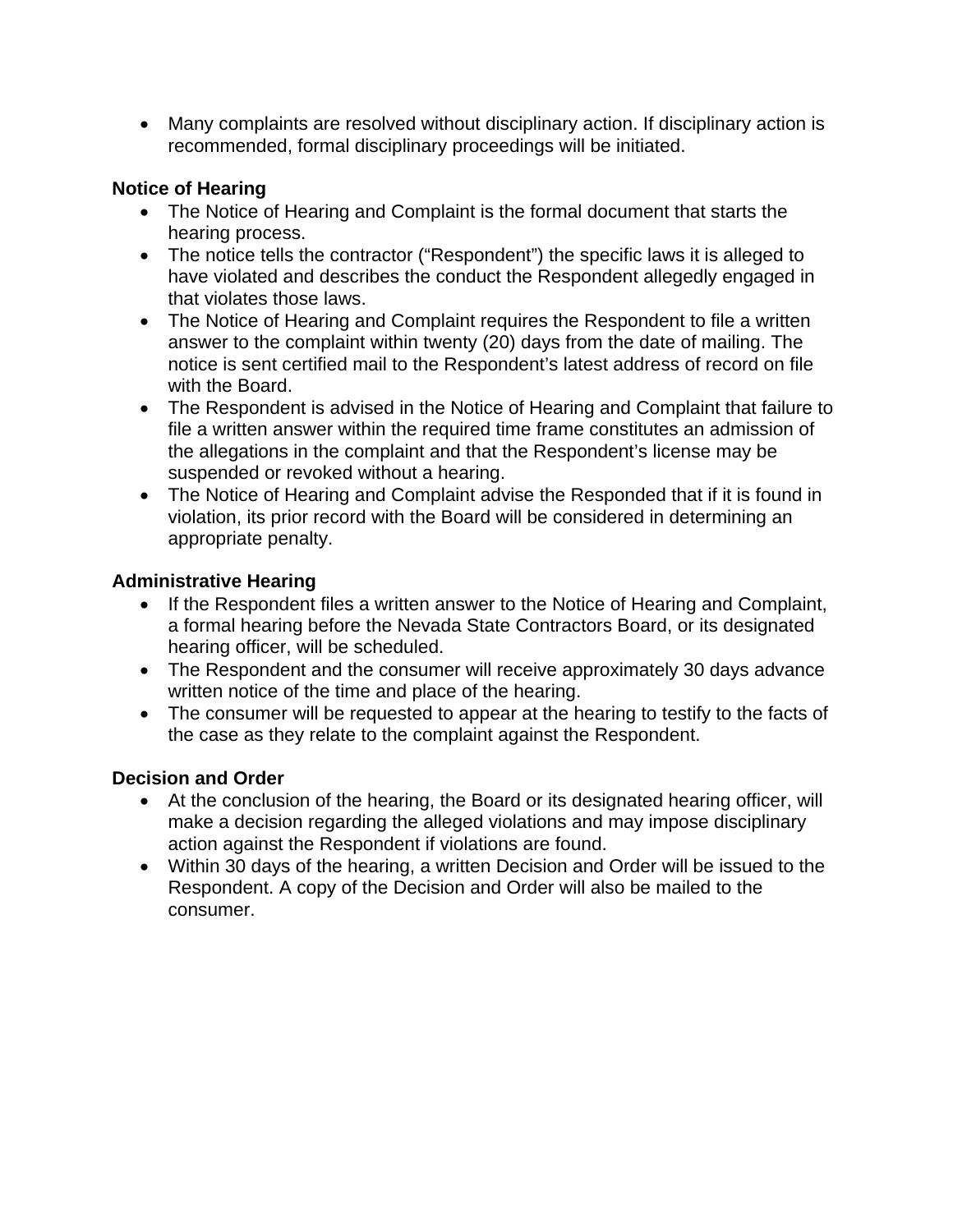- Many complaints are resolved without disciplinary action. If disciplinary action is recommended, formal disciplinary proceedings will be initiated.

**Notice of Hearing**

- The Notice of Hearing and Complaint is the formal document that starts the hearing process.
- The notice tells the contractor (“Respondent”) the specific laws it is alleged to have violated and describes the conduct the Respondent allegedly engaged in that violates those laws.
- The Notice of Hearing and Complaint requires the Respondent to file a written answer to the complaint within twenty (20) days from the date of mailing. The notice is sent certified mail to the Respondent’s latest address of record on file with the Board.
- The Respondent is advised in the Notice of Hearing and Complaint that failure to file a written answer within the required time frame constitutes an admission of the allegations in the complaint and that the Respondent’s license may be suspended or revoked without a hearing.
- The Notice of Hearing and Complaint advise the Responded that if it is found in violation, its prior record with the Board will be considered in determining an appropriate penalty.

**Administrative Hearing**

- If the Respondent files a written answer to the Notice of Hearing and Complaint, a formal hearing before the Nevada State Contractors Board, or its designated hearing officer, will be scheduled.
- The Respondent and the consumer will receive approximately 30 days advance written notice of the time and place of the hearing.
- The consumer will be requested to appear at the hearing to testify to the facts of the case as they relate to the complaint against the Respondent.

**Decision and Order**

- At the conclusion of the hearing, the Board or its designated hearing officer, will make a decision regarding the alleged violations and may impose disciplinary action against the Respondent if violations are found.
- Within 30 days of the hearing, a written Decision and Order will be issued to the Respondent. A copy of the Decision and Order will also be mailed to the consumer.